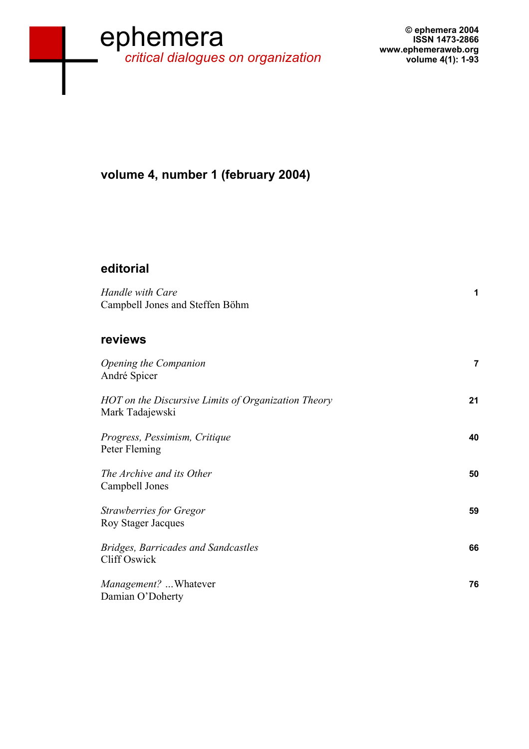# ephemera

*critical dialogues on organization*

© ephemera 2004
ISSN 1473-2866
www.ephemeraweb.org
volume 4(1): 1-93

## volume 4, number 1 (february 2004)

### editorial

*Handle with Care* — 1
Campbell Jones and Steffen Böhm

### reviews

*Opening the Companion* — 7
André Spicer

*HOT on the Discursive Limits of Organization Theory* — 21
Mark Tadajewski

*Progress, Pessimism, Critique* — 40
Peter Fleming

*The Archive and its Other* — 50
Campbell Jones

*Strawberries for Gregor* — 59
Roy Stager Jacques

*Bridges, Barricades and Sandcastles* — 66
Cliff Oswick

*Management?* ...Whatever — 76
Damian O'Doherty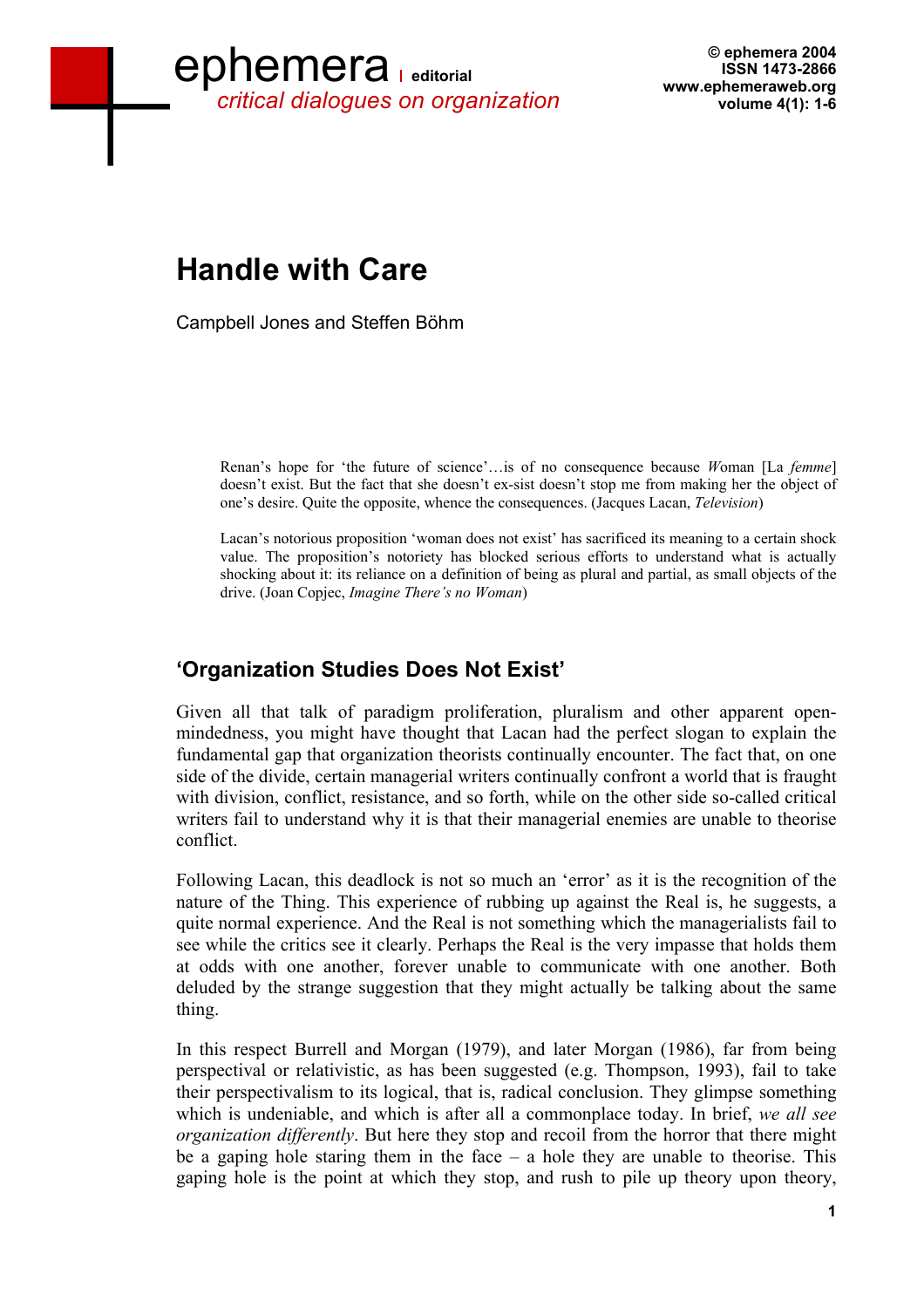# Handle with Care

Campbell Jones and Steffen Böhm

> Renan's hope for 'the future of science'…is of no consequence because *W*oman [La *femme*] doesn't exist. But the fact that she doesn't ex-sist doesn't stop me from making her the object of one's desire. Quite the opposite, whence the consequences. (Jacques Lacan, *Television*)

> Lacan's notorious proposition 'woman does not exist' has sacrificed its meaning to a certain shock value. The proposition's notoriety has blocked serious efforts to understand what is actually shocking about it: its reliance on a definition of being as plural and partial, as small objects of the drive. (Joan Copjec, *Imagine There's no Woman*)

## 'Organization Studies Does Not Exist'

Given all that talk of paradigm proliferation, pluralism and other apparent open-mindedness, you might have thought that Lacan had the perfect slogan to explain the fundamental gap that organization theorists continually encounter. The fact that, on one side of the divide, certain managerial writers continually confront a world that is fraught with division, conflict, resistance, and so forth, while on the other side so-called critical writers fail to understand why it is that their managerial enemies are unable to theorise conflict.

Following Lacan, this deadlock is not so much an 'error' as it is the recognition of the nature of the Thing. This experience of rubbing up against the Real is, he suggests, a quite normal experience. And the Real is not something which the managerialists fail to see while the critics see it clearly. Perhaps the Real is the very impasse that holds them at odds with one another, forever unable to communicate with one another. Both deluded by the strange suggestion that they might actually be talking about the same thing.

In this respect Burrell and Morgan (1979), and later Morgan (1986), far from being perspectival or relativistic, as has been suggested (e.g. Thompson, 1993), fail to take their perspectivalism to its logical, that is, radical conclusion. They glimpse something which is undeniable, and which is after all a commonplace today. In brief, *we all see organization differently*. But here they stop and recoil from the horror that there might be a gaping hole staring them in the face – a hole they are unable to theorise. This gaping hole is the point at which they stop, and rush to pile up theory upon theory,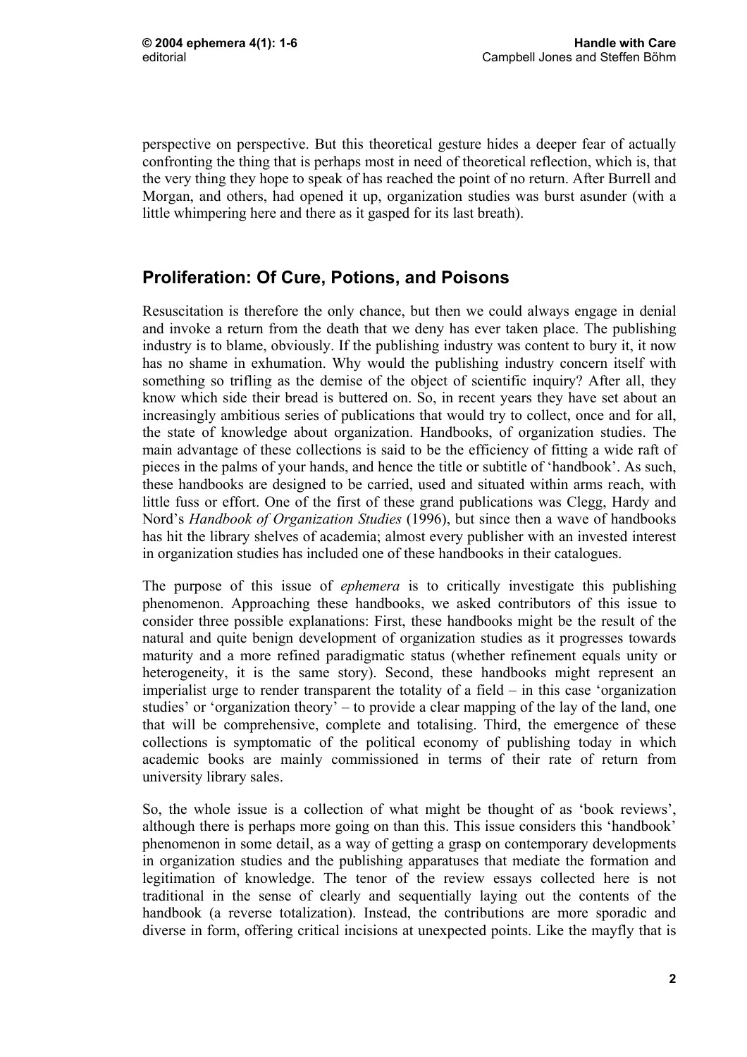perspective on perspective. But this theoretical gesture hides a deeper fear of actually confronting the thing that is perhaps most in need of theoretical reflection, which is, that the very thing they hope to speak of has reached the point of no return. After Burrell and Morgan, and others, had opened it up, organization studies was burst asunder (with a little whimpering here and there as it gasped for its last breath).

## Proliferation: Of Cure, Potions, and Poisons

Resuscitation is therefore the only chance, but then we could always engage in denial and invoke a return from the death that we deny has ever taken place. The publishing industry is to blame, obviously. If the publishing industry was content to bury it, it now has no shame in exhumation. Why would the publishing industry concern itself with something so trifling as the demise of the object of scientific inquiry? After all, they know which side their bread is buttered on. So, in recent years they have set about an increasingly ambitious series of publications that would try to collect, once and for all, the state of knowledge about organization. Handbooks, of organization studies. The main advantage of these collections is said to be the efficiency of fitting a wide raft of pieces in the palms of your hands, and hence the title or subtitle of 'handbook'. As such, these handbooks are designed to be carried, used and situated within arms reach, with little fuss or effort. One of the first of these grand publications was Clegg, Hardy and Nord's *Handbook of Organization Studies* (1996), but since then a wave of handbooks has hit the library shelves of academia; almost every publisher with an invested interest in organization studies has included one of these handbooks in their catalogues.

The purpose of this issue of *ephemera* is to critically investigate this publishing phenomenon. Approaching these handbooks, we asked contributors of this issue to consider three possible explanations: First, these handbooks might be the result of the natural and quite benign development of organization studies as it progresses towards maturity and a more refined paradigmatic status (whether refinement equals unity or heterogeneity, it is the same story). Second, these handbooks might represent an imperialist urge to render transparent the totality of a field – in this case 'organization studies' or 'organization theory' – to provide a clear mapping of the lay of the land, one that will be comprehensive, complete and totalising. Third, the emergence of these collections is symptomatic of the political economy of publishing today in which academic books are mainly commissioned in terms of their rate of return from university library sales.

So, the whole issue is a collection of what might be thought of as 'book reviews', although there is perhaps more going on than this. This issue considers this 'handbook' phenomenon in some detail, as a way of getting a grasp on contemporary developments in organization studies and the publishing apparatuses that mediate the formation and legitimation of knowledge. The tenor of the review essays collected here is not traditional in the sense of clearly and sequentially laying out the contents of the handbook (a reverse totalization). Instead, the contributions are more sporadic and diverse in form, offering critical incisions at unexpected points. Like the mayfly that is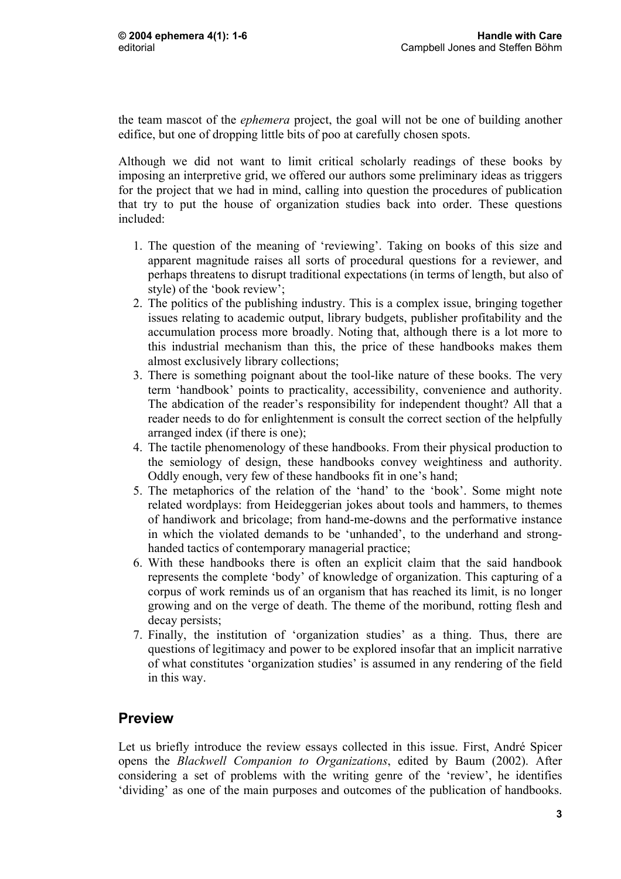the team mascot of the *ephemera* project, the goal will not be one of building another edifice, but one of dropping little bits of poo at carefully chosen spots.

Although we did not want to limit critical scholarly readings of these books by imposing an interpretive grid, we offered our authors some preliminary ideas as triggers for the project that we had in mind, calling into question the procedures of publication that try to put the house of organization studies back into order. These questions included:

1. The question of the meaning of 'reviewing'. Taking on books of this size and apparent magnitude raises all sorts of procedural questions for a reviewer, and perhaps threatens to disrupt traditional expectations (in terms of length, but also of style) of the 'book review';
2. The politics of the publishing industry. This is a complex issue, bringing together issues relating to academic output, library budgets, publisher profitability and the accumulation process more broadly. Noting that, although there is a lot more to this industrial mechanism than this, the price of these handbooks makes them almost exclusively library collections;
3. There is something poignant about the tool-like nature of these books. The very term 'handbook' points to practicality, accessibility, convenience and authority. The abdication of the reader's responsibility for independent thought? All that a reader needs to do for enlightenment is consult the correct section of the helpfully arranged index (if there is one);
4. The tactile phenomenology of these handbooks. From their physical production to the semiology of design, these handbooks convey weightiness and authority. Oddly enough, very few of these handbooks fit in one's hand;
5. The metaphorics of the relation of the 'hand' to the 'book'. Some might note related wordplays: from Heideggerian jokes about tools and hammers, to themes of handiwork and bricolage; from hand-me-downs and the performative instance in which the violated demands to be 'unhanded', to the underhand and strong-handed tactics of contemporary managerial practice;
6. With these handbooks there is often an explicit claim that the said handbook represents the complete 'body' of knowledge of organization. This capturing of a corpus of work reminds us of an organism that has reached its limit, is no longer growing and on the verge of death. The theme of the moribund, rotting flesh and decay persists;
7. Finally, the institution of 'organization studies' as a thing. Thus, there are questions of legitimacy and power to be explored insofar that an implicit narrative of what constitutes 'organization studies' is assumed in any rendering of the field in this way.

## Preview

Let us briefly introduce the review essays collected in this issue. First, André Spicer opens the *Blackwell Companion to Organizations*, edited by Baum (2002). After considering a set of problems with the writing genre of the 'review', he identifies 'dividing' as one of the main purposes and outcomes of the publication of handbooks.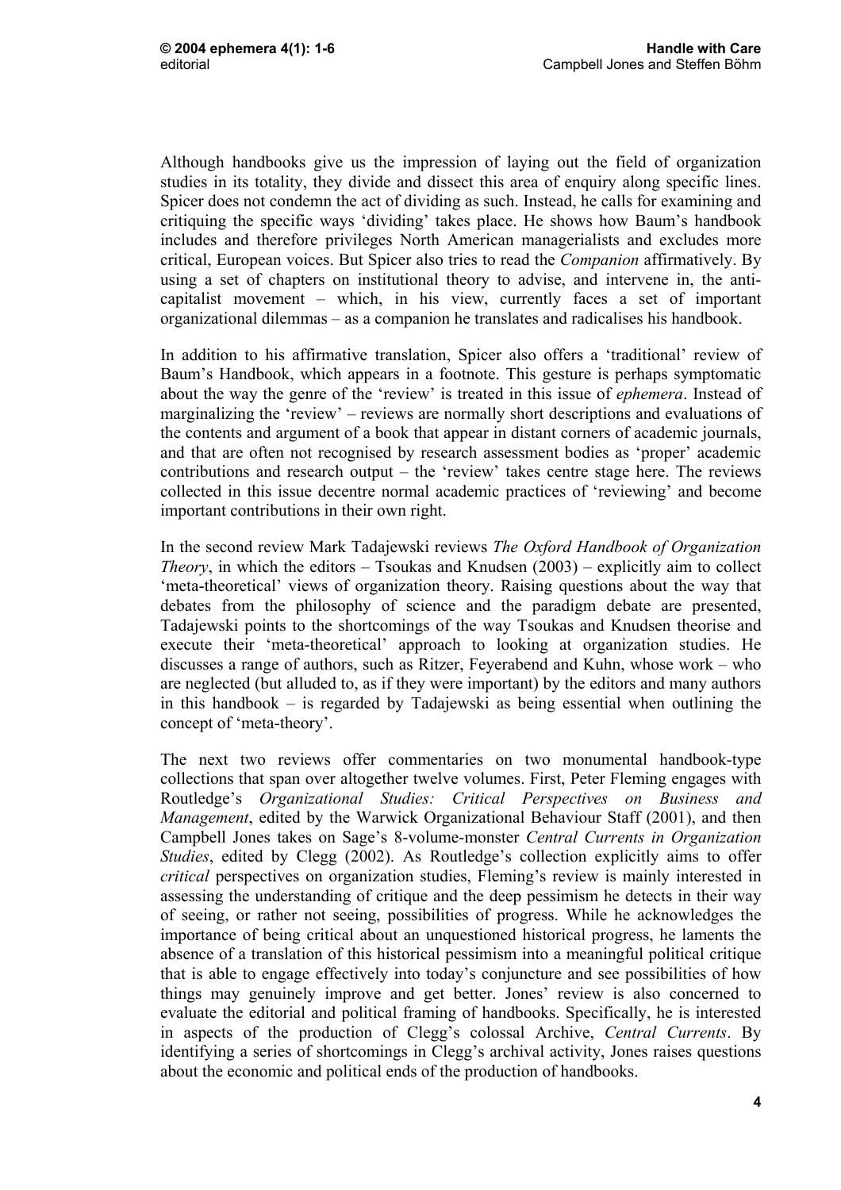Although handbooks give us the impression of laying out the field of organization studies in its totality, they divide and dissect this area of enquiry along specific lines. Spicer does not condemn the act of dividing as such. Instead, he calls for examining and critiquing the specific ways 'dividing' takes place. He shows how Baum's handbook includes and therefore privileges North American managerialists and excludes more critical, European voices. But Spicer also tries to read the *Companion* affirmatively. By using a set of chapters on institutional theory to advise, and intervene in, the anti-capitalist movement – which, in his view, currently faces a set of important organizational dilemmas – as a companion he translates and radicalises his handbook.

In addition to his affirmative translation, Spicer also offers a 'traditional' review of Baum's Handbook, which appears in a footnote. This gesture is perhaps symptomatic about the way the genre of the 'review' is treated in this issue of *ephemera*. Instead of marginalizing the 'review' – reviews are normally short descriptions and evaluations of the contents and argument of a book that appear in distant corners of academic journals, and that are often not recognised by research assessment bodies as 'proper' academic contributions and research output – the 'review' takes centre stage here. The reviews collected in this issue decentre normal academic practices of 'reviewing' and become important contributions in their own right.

In the second review Mark Tadajewski reviews *The Oxford Handbook of Organization Theory*, in which the editors – Tsoukas and Knudsen (2003) – explicitly aim to collect 'meta-theoretical' views of organization theory. Raising questions about the way that debates from the philosophy of science and the paradigm debate are presented, Tadajewski points to the shortcomings of the way Tsoukas and Knudsen theorise and execute their 'meta-theoretical' approach to looking at organization studies. He discusses a range of authors, such as Ritzer, Feyerabend and Kuhn, whose work – who are neglected (but alluded to, as if they were important) by the editors and many authors in this handbook – is regarded by Tadajewski as being essential when outlining the concept of 'meta-theory'.

The next two reviews offer commentaries on two monumental handbook-type collections that span over altogether twelve volumes. First, Peter Fleming engages with Routledge's *Organizational Studies: Critical Perspectives on Business and Management*, edited by the Warwick Organizational Behaviour Staff (2001), and then Campbell Jones takes on Sage's 8-volume-monster *Central Currents in Organization Studies*, edited by Clegg (2002). As Routledge's collection explicitly aims to offer *critical* perspectives on organization studies, Fleming's review is mainly interested in assessing the understanding of critique and the deep pessimism he detects in their way of seeing, or rather not seeing, possibilities of progress. While he acknowledges the importance of being critical about an unquestioned historical progress, he laments the absence of a translation of this historical pessimism into a meaningful political critique that is able to engage effectively into today's conjuncture and see possibilities of how things may genuinely improve and get better. Jones' review is also concerned to evaluate the editorial and political framing of handbooks. Specifically, he is interested in aspects of the production of Clegg's colossal Archive, *Central Currents*. By identifying a series of shortcomings in Clegg's archival activity, Jones raises questions about the economic and political ends of the production of handbooks.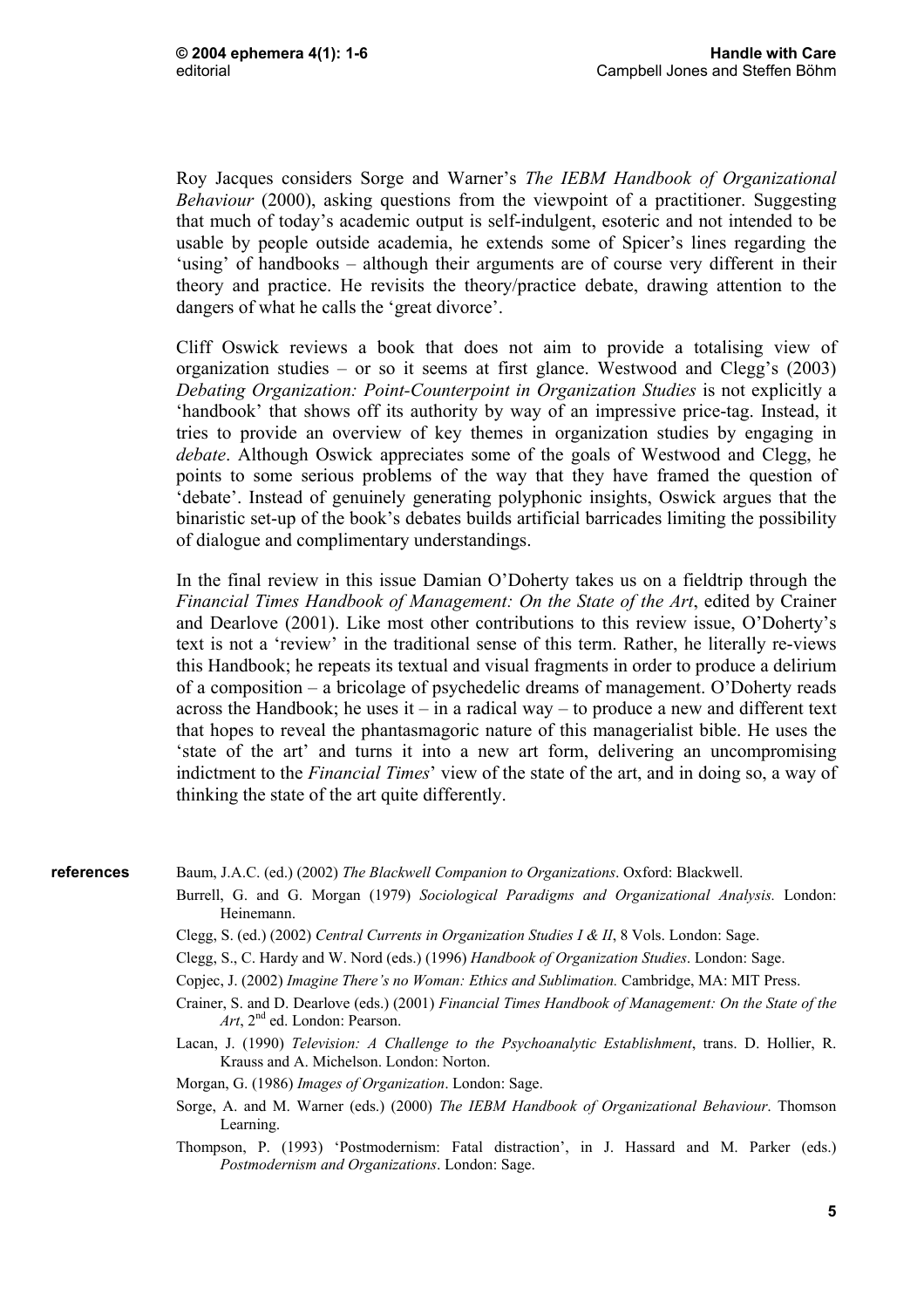Roy Jacques considers Sorge and Warner's *The IEBM Handbook of Organizational Behaviour* (2000), asking questions from the viewpoint of a practitioner. Suggesting that much of today's academic output is self-indulgent, esoteric and not intended to be usable by people outside academia, he extends some of Spicer's lines regarding the 'using' of handbooks – although their arguments are of course very different in their theory and practice. He revisits the theory/practice debate, drawing attention to the dangers of what he calls the 'great divorce'.

Cliff Oswick reviews a book that does not aim to provide a totalising view of organization studies – or so it seems at first glance. Westwood and Clegg's (2003) *Debating Organization: Point-Counterpoint in Organization Studies* is not explicitly a 'handbook' that shows off its authority by way of an impressive price-tag. Instead, it tries to provide an overview of key themes in organization studies by engaging in *debate*. Although Oswick appreciates some of the goals of Westwood and Clegg, he points to some serious problems of the way that they have framed the question of 'debate'. Instead of genuinely generating polyphonic insights, Oswick argues that the binaristic set-up of the book's debates builds artificial barricades limiting the possibility of dialogue and complimentary understandings.

In the final review in this issue Damian O'Doherty takes us on a fieldtrip through the *Financial Times Handbook of Management: On the State of the Art*, edited by Crainer and Dearlove (2001). Like most other contributions to this review issue, O'Doherty's text is not a 'review' in the traditional sense of this term. Rather, he literally re-views this Handbook; he repeats its textual and visual fragments in order to produce a delirium of a composition – a bricolage of psychedelic dreams of management. O'Doherty reads across the Handbook; he uses it – in a radical way – to produce a new and different text that hopes to reveal the phantasmagoric nature of this managerialist bible. He uses the 'state of the art' and turns it into a new art form, delivering an uncompromising indictment to the *Financial Times*' view of the state of the art, and in doing so, a way of thinking the state of the art quite differently.

**references**

Baum, J.A.C. (ed.) (2002) *The Blackwell Companion to Organizations*. Oxford: Blackwell.

Burrell, G. and G. Morgan (1979) *Sociological Paradigms and Organizational Analysis.* London: Heinemann.

Clegg, S. (ed.) (2002) *Central Currents in Organization Studies I & II*, 8 Vols. London: Sage.

Clegg, S., C. Hardy and W. Nord (eds.) (1996) *Handbook of Organization Studies*. London: Sage.

Copjec, J. (2002) *Imagine There's no Woman: Ethics and Sublimation.* Cambridge, MA: MIT Press.

Crainer, S. and D. Dearlove (eds.) (2001) *Financial Times Handbook of Management: On the State of the Art*, 2nd ed. London: Pearson.

Lacan, J. (1990) *Television: A Challenge to the Psychoanalytic Establishment*, trans. D. Hollier, R. Krauss and A. Michelson. London: Norton.

Morgan, G. (1986) *Images of Organization*. London: Sage.

Sorge, A. and M. Warner (eds.) (2000) *The IEBM Handbook of Organizational Behaviour*. Thomson Learning.

Thompson, P. (1993) 'Postmodernism: Fatal distraction', in J. Hassard and M. Parker (eds.) *Postmodernism and Organizations*. London: Sage.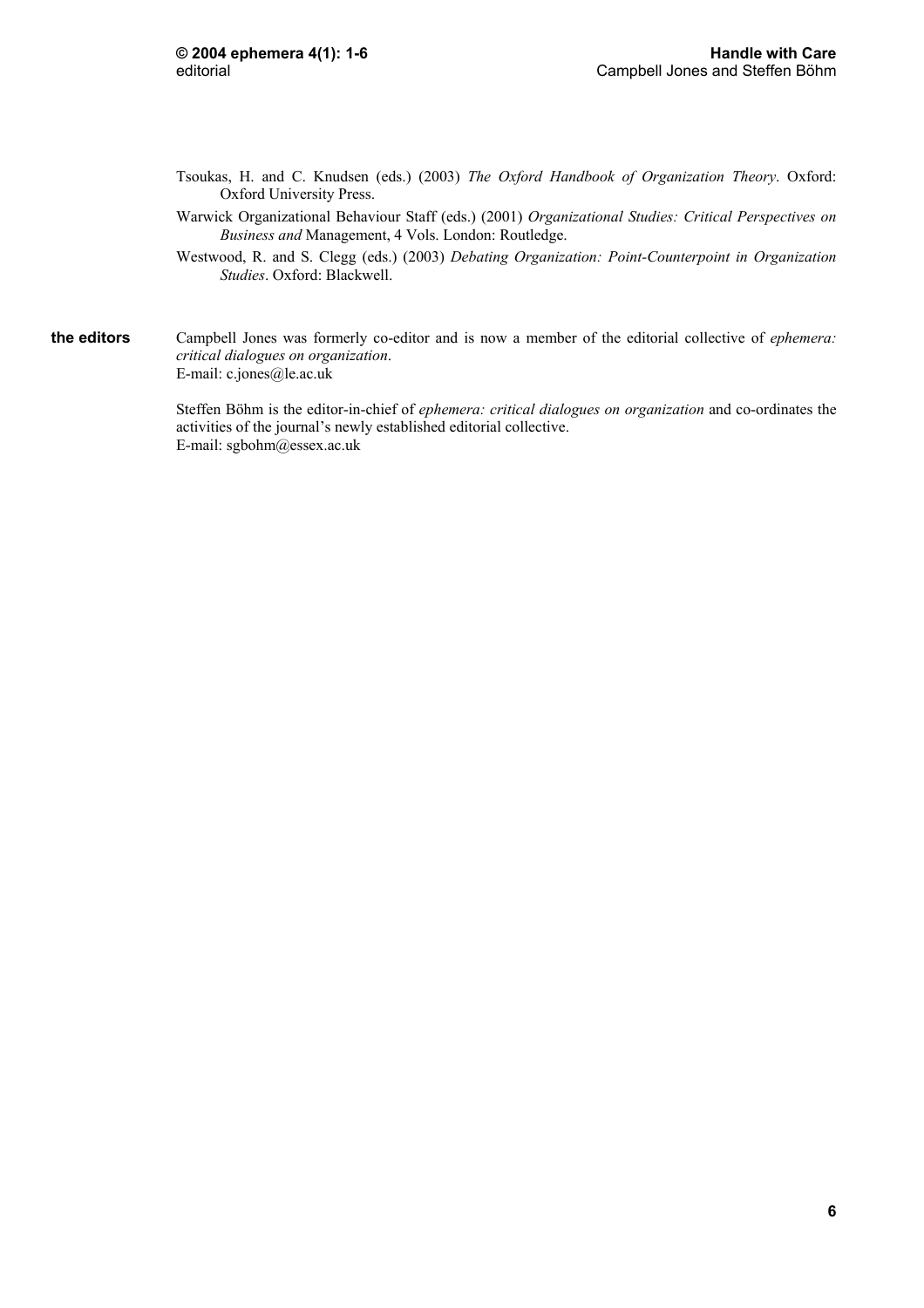Tsoukas, H. and C. Knudsen (eds.) (2003) *The Oxford Handbook of Organization Theory*. Oxford: Oxford University Press.

Warwick Organizational Behaviour Staff (eds.) (2001) *Organizational Studies: Critical Perspectives on Business and* Management, 4 Vols. London: Routledge.

Westwood, R. and S. Clegg (eds.) (2003) *Debating Organization: Point-Counterpoint in Organization Studies*. Oxford: Blackwell.

**the editors**

Campbell Jones was formerly co-editor and is now a member of the editorial collective of *ephemera: critical dialogues on organization*.
E-mail: c.jones@le.ac.uk

Steffen Böhm is the editor-in-chief of *ephemera: critical dialogues on organization* and co-ordinates the activities of the journal's newly established editorial collective.
E-mail: sgbohm@essex.ac.uk